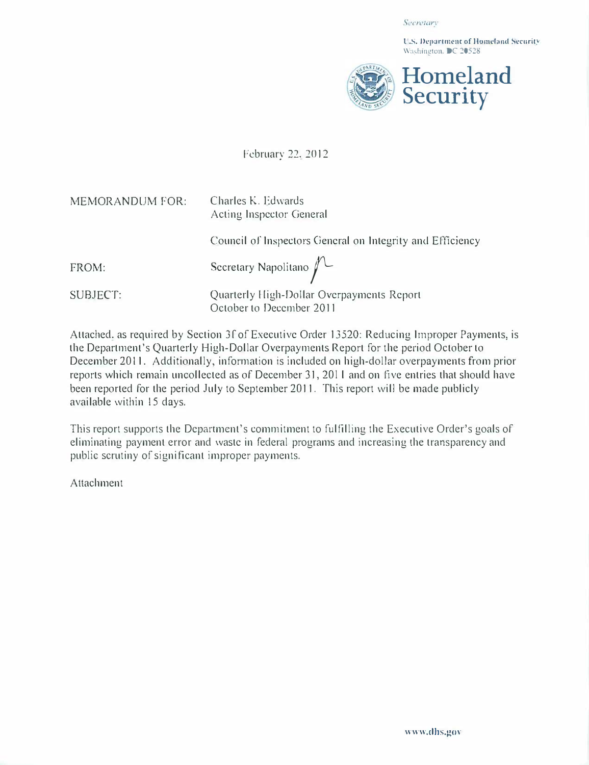*Secretary*

**U.S. Department of Homeland Security**
Washington, DC 20528

**Homeland Security**

February 22, 2012

MEMORANDUM FOR: Charles K. Edwards
Acting Inspector General

Council of Inspectors General on Integrity and Efficiency

FROM: Secretary Napolitano

SUBJECT: Quarterly High-Dollar Overpayments Report
October to December 2011

Attached, as required by Section 3f of Executive Order 13520: Reducing Improper Payments, is the Department's Quarterly High-Dollar Overpayments Report for the period October to December 2011. Additionally, information is included on high-dollar overpayments from prior reports which remain uncollected as of December 31, 2011 and on five entries that should have been reported for the period July to September 2011. This report will be made publicly available within 15 days.

This report supports the Department's commitment to fulfilling the Executive Order's goals of eliminating payment error and waste in federal programs and increasing the transparency and public scrutiny of significant improper payments.

Attachment

www.dhs.gov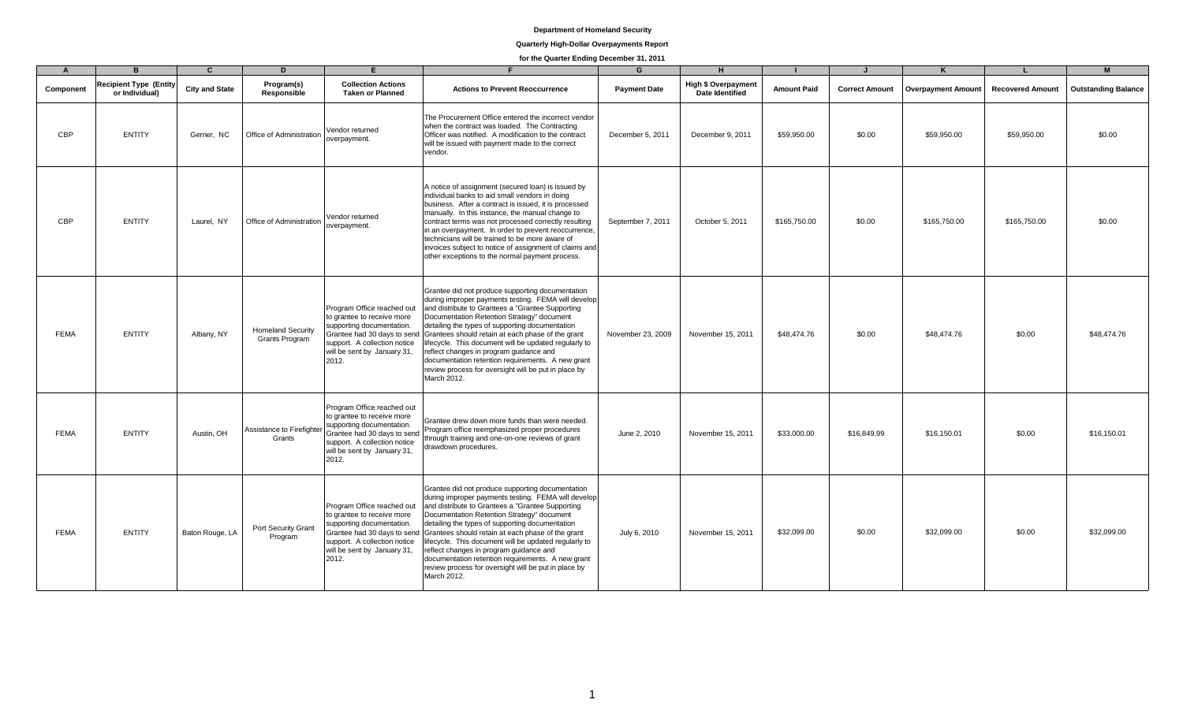**Department of Homeland Security**

**Quarterly High-Dollar Overpayments Report**

**for the Quarter Ending December 31, 2011**

| A | B | C | D | E | F | G | H | I | J | K | L | M |
|---|---|---|---|---|---|---|---|---|---|---|---|---|
| **Component** | **Recipient Type (Entity or Individual)** | **City and State** | **Program(s) Responsible** | **Collection Actions Taken or Planned** | **Actions to Prevent Reoccurrence** | **Payment Date** | **High $ Overpayment Date Identified** | **Amount Paid** | **Correct Amount** | **Overpayment Amount** | **Recovered Amount** | **Outstanding Balance** |
| CBP | ENTITY | Gerner, NC | Office of Administration | Vendor returned overpayment. | The Procurement Office entered the incorrect vendor when the contract was loaded. The Contracting Officer was notified. A modification to the contract will be issued with payment made to the correct vendor. | December 5, 2011 | December 9, 2011 | $59,950.00 | $0.00 | $59,950.00 | $59,950.00 | $0.00 |
| CBP | ENTITY | Laurel, NY | Office of Administration | Vendor returned overpayment. | A notice of assignment (secured loan) is issued by individual banks to aid small vendors in doing business. After a contract is issued, it is processed manually. In this instance, the manual change to contract terms was not processed correctly resulting in an overpayment. In order to prevent reoccurrence, technicians will be trained to be more aware of invoices subject to notice of assignment of claims and other exceptions to the normal payment process. | September 7, 2011 | October 5, 2011 | $165,750.00 | $0.00 | $165,750.00 | $165,750.00 | $0.00 |
| FEMA | ENTITY | Albany, NY | Homeland Security Grants Program | Program Office reached out to grantee to receive more supporting documentation. Grantee had 30 days to send support. A collection notice will be sent by January 31, 2012. | Grantee did not produce supporting documentation during improper payments testing. FEMA will develop and distribute to Grantees a "Grantee Supporting Documentation Retention Strategy" document detailing the types of supporting documentation Grantees should retain at each phase of the grant lifecycle. This document will be updated regularly to reflect changes in program guidance and documentation retention requirements. A new grant review process for oversight will be put in place by March 2012. | November 23, 2009 | November 15, 2011 | $48,474.76 | $0.00 | $48,474.76 | $0.00 | $48,474.76 |
| FEMA | ENTITY | Austin, OH | Assistance to Firefighter Grants | Program Office reached out to grantee to receive more supporting documentation. Grantee had 30 days to send support. A collection notice will be sent by January 31, 2012. | Grantee drew down more funds than were needed. Program office reemphasized proper procedures through training and one-on-one reviews of grant drawdown procedures. | June 2, 2010 | November 15, 2011 | $33,000.00 | $16,849.99 | $16,150.01 | $0.00 | $16,150.01 |
| FEMA | ENTITY | Baton Rouge, LA | Port Security Grant Program | Program Office reached out to grantee to receive more supporting documentation. Grantee had 30 days to send support. A collection notice will be sent by January 31, 2012. | Grantee did not produce supporting documentation during improper payments testing. FEMA will develop and distribute to Grantees a "Grantee Supporting Documentation Retention Strategy" document detailing the types of supporting documentation Grantees should retain at each phase of the grant lifecycle. This document will be updated regularly to reflect changes in program guidance and documentation retention requirements. A new grant review process for oversight will be put in place by March 2012. | July 6, 2010 | November 15, 2011 | $32,099.00 | $0.00 | $32,099.00 | $0.00 | $32,099.00 |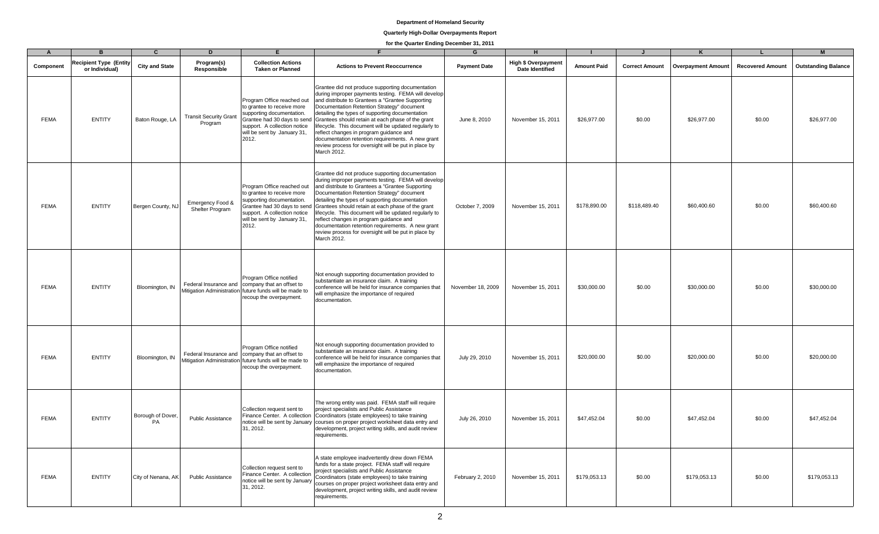**Department of Homeland Security**

**Quarterly High-Dollar Overpayments Report**

**for the Quarter Ending December 31, 2011**

| A | B | C | D | E | F | G | H | I | J | K | L | M |
|---|---|---|---|---|---|---|---|---|---|---|---|---|
| **Component** | **Recipient Type (Entity or Individual)** | **City and State** | **Program(s) Responsible** | **Collection Actions Taken or Planned** | **Actions to Prevent Reoccurrence** | **Payment Date** | **High $ Overpayment Date Identified** | **Amount Paid** | **Correct Amount** | **Overpayment Amount** | **Recovered Amount** | **Outstanding Balance** |
| FEMA | ENTITY | Baton Rouge, LA | Transit Security Grant Program | Program Office reached out to grantee to receive more supporting documentation. Grantee had 30 days to send support. A collection notice will be sent by January 31, 2012. | Grantee did not produce supporting documentation during improper payments testing. FEMA will develop and distribute to Grantees a "Grantee Supporting Documentation Retention Strategy" document detailing the types of supporting documentation Grantees should retain at each phase of the grant lifecycle. This document will be updated regularly to reflect changes in program guidance and documentation retention requirements. A new grant review process for oversight will be put in place by March 2012. | June 8, 2010 | November 15, 2011 | $26,977.00 | $0.00 | $26,977.00 | $0.00 | $26,977.00 |
| FEMA | ENTITY | Bergen County, NJ | Emergency Food & Shelter Program | Program Office reached out to grantee to receive more supporting documentation. Grantee had 30 days to send support. A collection notice will be sent by January 31, 2012. | Grantee did not produce supporting documentation during improper payments testing. FEMA will develop and distribute to Grantees a "Grantee Supporting Documentation Retention Strategy" document detailing the types of supporting documentation Grantees should retain at each phase of the grant lifecycle. This document will be updated regularly to reflect changes in program guidance and documentation retention requirements. A new grant review process for oversight will be put in place by March 2012. | October 7, 2009 | November 15, 2011 | $178,890.00 | $118,489.40 | $60,400.60 | $0.00 | $60,400.60 |
| FEMA | ENTITY | Bloomington, IN | Federal Insurance and Mitigation Administration | Program Office notified company that an offset to future funds will be made to recoup the overpayment. | Not enough supporting documentation provided to substantiate an insurance claim. A training conference will be held for insurance companies that will emphasize the importance of required documentation. | November 18, 2009 | November 15, 2011 | $30,000.00 | $0.00 | $30,000.00 | $0.00 | $30,000.00 |
| FEMA | ENTITY | Bloomington, IN | Federal Insurance and Mitigation Administration | Program Office notified company that an offset to future funds will be made to recoup the overpayment. | Not enough supporting documentation provided to substantiate an insurance claim. A training conference will be held for insurance companies that will emphasize the importance of required documentation. | July 29, 2010 | November 15, 2011 | $20,000.00 | $0.00 | $20,000.00 | $0.00 | $20,000.00 |
| FEMA | ENTITY | Borough of Dover, PA | Public Assistance | Collection request sent to Finance Center. A collection notice will be sent by January 31, 2012. | The wrong entity was paid. FEMA staff will require project specialists and Public Assistance Coordinators (state employees) to take training courses on proper project worksheet data entry and development, project writing skills, and audit review requirements. | July 26, 2010 | November 15, 2011 | $47,452.04 | $0.00 | $47,452.04 | $0.00 | $47,452.04 |
| FEMA | ENTITY | City of Nenana, AK | Public Assistance | Collection request sent to Finance Center. A collection notice will be sent by January 31, 2012. | A state employee inadvertently drew down FEMA funds for a state project. FEMA staff will require project specialists and Public Assistance Coordinators (state employees) to take training courses on proper project worksheet data entry and development, project writing skills, and audit review requirements. | February 2, 2010 | November 15, 2011 | $179,053.13 | $0.00 | $179,053.13 | $0.00 | $179,053.13 |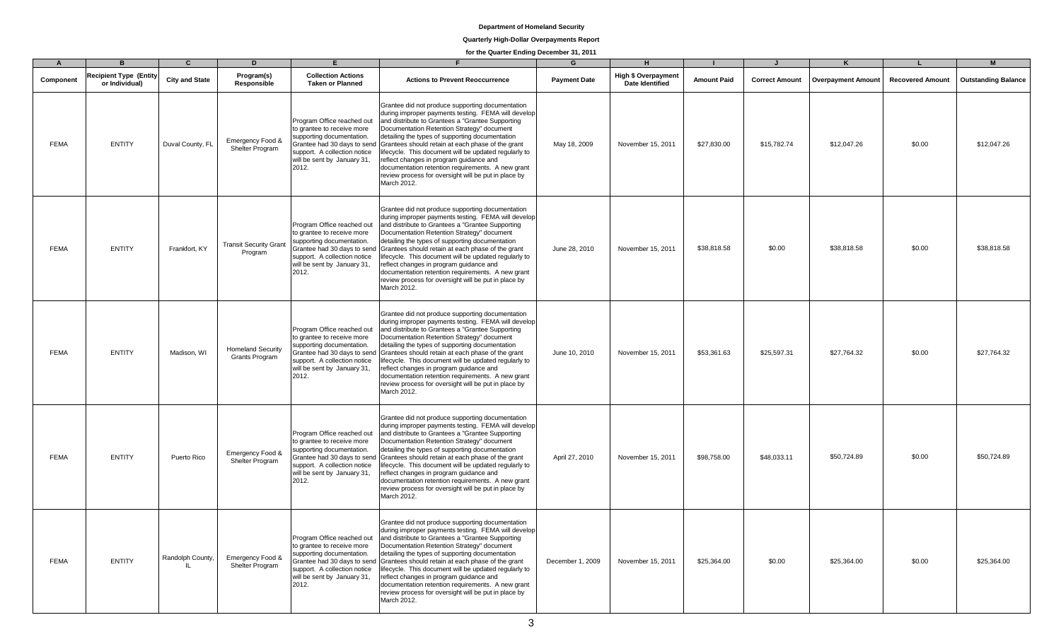**Department of Homeland Security**

**Quarterly High-Dollar Overpayments Report**

**for the Quarter Ending December 31, 2011**

| A | B | C | D | E | F | G | H | I | J | K | L | M |
|---|---|---|---|---|---|---|---|---|---|---|---|---|
| Component | Recipient Type (Entity or Individual) | City and State | Program(s) Responsible | Collection Actions Taken or Planned | Actions to Prevent Reoccurrence | Payment Date | High $ Overpayment Date Identified | Amount Paid | Correct Amount | Overpayment Amount | Recovered Amount | Outstanding Balance |
| FEMA | ENTITY | Duval County, FL | Emergency Food & Shelter Program | Program Office reached out to grantee to receive more supporting documentation. Grantee had 30 days to send support. A collection notice will be sent by January 31, 2012. | Grantee did not produce supporting documentation during improper payments testing. FEMA will develop and distribute to Grantees a "Grantee Supporting Documentation Retention Strategy" document detailing the types of supporting documentation Grantees should retain at each phase of the grant lifecycle. This document will be updated regularly to reflect changes in program guidance and documentation retention requirements. A new grant review process for oversight will be put in place by March 2012. | May 18, 2009 | November 15, 2011 | $27,830.00 | $15,782.74 | $12,047.26 | $0.00 | $12,047.26 |
| FEMA | ENTITY | Frankfort, KY | Transit Security Grant Program | Program Office reached out to grantee to receive more supporting documentation. Grantee had 30 days to send support. A collection notice will be sent by January 31, 2012. | Grantee did not produce supporting documentation during improper payments testing. FEMA will develop and distribute to Grantees a "Grantee Supporting Documentation Retention Strategy" document detailing the types of supporting documentation Grantees should retain at each phase of the grant lifecycle. This document will be updated regularly to reflect changes in program guidance and documentation retention requirements. A new grant review process for oversight will be put in place by March 2012. | June 28, 2010 | November 15, 2011 | $38,818.58 | $0.00 | $38,818.58 | $0.00 | $38,818.58 |
| FEMA | ENTITY | Madison, WI | Homeland Security Grants Program | Program Office reached out to grantee to receive more supporting documentation. Grantee had 30 days to send support. A collection notice will be sent by January 31, 2012. | Grantee did not produce supporting documentation during improper payments testing. FEMA will develop and distribute to Grantees a "Grantee Supporting Documentation Retention Strategy" document detailing the types of supporting documentation Grantees should retain at each phase of the grant lifecycle. This document will be updated regularly to reflect changes in program guidance and documentation retention requirements. A new grant review process for oversight will be put in place by March 2012. | June 10, 2010 | November 15, 2011 | $53,361.63 | $25,597.31 | $27,764.32 | $0.00 | $27,764.32 |
| FEMA | ENTITY | Puerto Rico | Emergency Food & Shelter Program | Program Office reached out to grantee to receive more supporting documentation. Grantee had 30 days to send support. A collection notice will be sent by January 31, 2012. | Grantee did not produce supporting documentation during improper payments testing. FEMA will develop and distribute to Grantees a "Grantee Supporting Documentation Retention Strategy" document detailing the types of supporting documentation Grantees should retain at each phase of the grant lifecycle. This document will be updated regularly to reflect changes in program guidance and documentation retention requirements. A new grant review process for oversight will be put in place by March 2012. | April 27, 2010 | November 15, 2011 | $98,758.00 | $48,033.11 | $50,724.89 | $0.00 | $50,724.89 |
| FEMA | ENTITY | Randolph County, IL | Emergency Food & Shelter Program | Program Office reached out to grantee to receive more supporting documentation. Grantee had 30 days to send support. A collection notice will be sent by January 31, 2012. | Grantee did not produce supporting documentation during improper payments testing. FEMA will develop and distribute to Grantees a "Grantee Supporting Documentation Retention Strategy" document detailing the types of supporting documentation Grantees should retain at each phase of the grant lifecycle. This document will be updated regularly to reflect changes in program guidance and documentation retention requirements. A new grant review process for oversight will be put in place by March 2012. | December 1, 2009 | November 15, 2011 | $25,364.00 | $0.00 | $25,364.00 | $0.00 | $25,364.00 |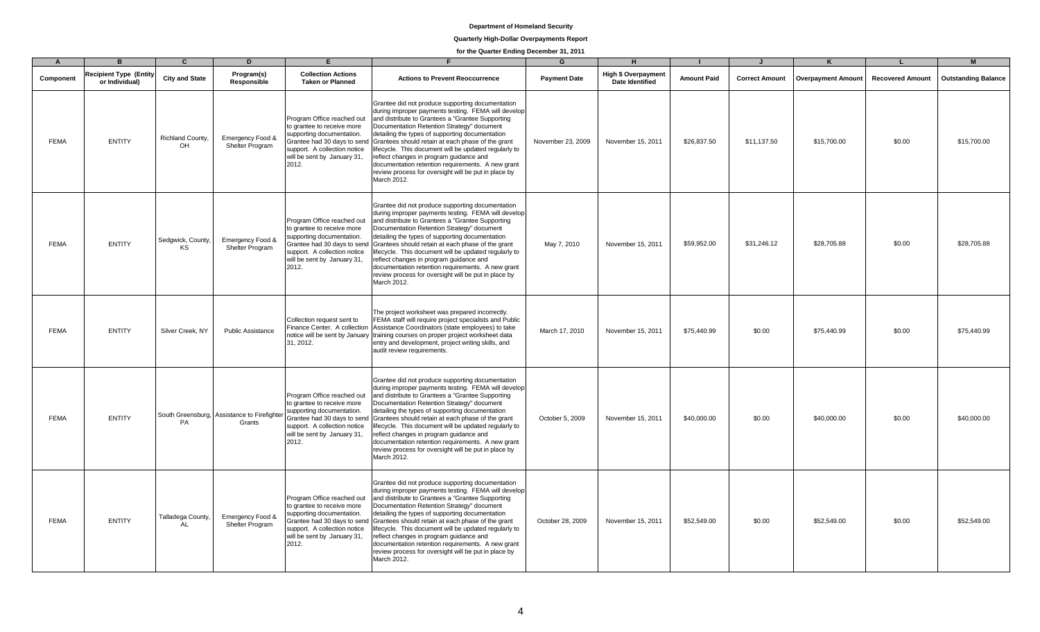**Department of Homeland Security**

**Quarterly High-Dollar Overpayments Report**

**for the Quarter Ending December 31, 2011**

| A | B | C | D | E | F | G | H | I | J | K | L | M |
|---|---|---|---|---|---|---|---|---|---|---|---|---|
| Component | Recipient Type (Entity or Individual) | City and State | Program(s) Responsible | Collection Actions Taken or Planned | Actions to Prevent Reoccurrence | Payment Date | High $ Overpayment Date Identified | Amount Paid | Correct Amount | Overpayment Amount | Recovered Amount | Outstanding Balance |
| FEMA | ENTITY | Richland County, OH | Emergency Food & Shelter Program | Program Office reached out to grantee to receive more supporting documentation. Grantee had 30 days to send support. A collection notice will be sent by January 31, 2012. | Grantee did not produce supporting documentation during improper payments testing. FEMA will develop and distribute to Grantees a "Grantee Supporting Documentation Retention Strategy" document detailing the types of supporting documentation Grantees should retain at each phase of the grant lifecycle. This document will be updated regularly to reflect changes in program guidance and documentation retention requirements. A new grant review process for oversight will be put in place by March 2012. | November 23, 2009 | November 15, 2011 | $26,837.50 | $11,137.50 | $15,700.00 | $0.00 | $15,700.00 |
| FEMA | ENTITY | Sedgwick, County, KS | Emergency Food & Shelter Program | Program Office reached out to grantee to receive more supporting documentation. Grantee had 30 days to send support. A collection notice will be sent by January 31, 2012. | Grantee did not produce supporting documentation during improper payments testing. FEMA will develop and distribute to Grantees a "Grantee Supporting Documentation Retention Strategy" document detailing the types of supporting documentation Grantees should retain at each phase of the grant lifecycle. This document will be updated regularly to reflect changes in program guidance and documentation retention requirements. A new grant review process for oversight will be put in place by March 2012. | May 7, 2010 | November 15, 2011 | $59,952.00 | $31,246.12 | $28,705.88 | $0.00 | $28,705.88 |
| FEMA | ENTITY | Silver Creek, NY | Public Assistance | Collection request sent to Finance Center. A collection notice will be sent by January 31, 2012. | The project worksheet was prepared incorrectly. FEMA staff will require project specialists and Public Assistance Coordinators (state employees) to take training courses on proper project worksheet data entry and development, project writing skills, and audit review requirements. | March 17, 2010 | November 15, 2011 | $75,440.99 | $0.00 | $75,440.99 | $0.00 | $75,440.99 |
| FEMA | ENTITY | South Greensburg, PA | Assistance to Firefighter Grants | Program Office reached out to grantee to receive more supporting documentation. Grantee had 30 days to send support. A collection notice will be sent by January 31, 2012. | Grantee did not produce supporting documentation during improper payments testing. FEMA will develop and distribute to Grantees a "Grantee Supporting Documentation Retention Strategy" document detailing the types of supporting documentation Grantees should retain at each phase of the grant lifecycle. This document will be updated regularly to reflect changes in program guidance and documentation retention requirements. A new grant review process for oversight will be put in place by March 2012. | October 5, 2009 | November 15, 2011 | $40,000.00 | $0.00 | $40,000.00 | $0.00 | $40,000.00 |
| FEMA | ENTITY | Talladega County, AL | Emergency Food & Shelter Program | Program Office reached out to grantee to receive more supporting documentation. Grantee had 30 days to send support. A collection notice will be sent by January 31, 2012. | Grantee did not produce supporting documentation during improper payments testing. FEMA will develop and distribute to Grantees a "Grantee Supporting Documentation Retention Strategy" document detailing the types of supporting documentation Grantees should retain at each phase of the grant lifecycle. This document will be updated regularly to reflect changes in program guidance and documentation retention requirements. A new grant review process for oversight will be put in place by March 2012. | October 28, 2009 | November 15, 2011 | $52,549.00 | $0.00 | $52,549.00 | $0.00 | $52,549.00 |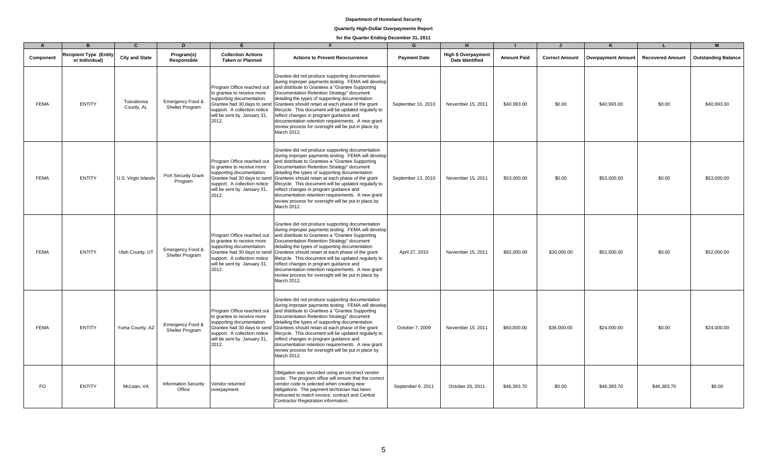**Department of Homeland Security**

**Quarterly High-Dollar Overpayments Report**

**for the Quarter Ending December 31, 2011**

| A | B | C | D | E | F | G | H | I | J | K | L | M |
|---|---|---|---|---|---|---|---|---|---|---|---|---|
| Component | Recipient Type (Entity or Individual) | City and State | Program(s) Responsible | Collection Actions Taken or Planned | Actions to Prevent Reoccurrence | Payment Date | High $ Overpayment Date Identified | Amount Paid | Correct Amount | Overpayment Amount | Recovered Amount | Outstanding Balance |
| FEMA | ENTITY | Tuscaloosa County, AL | Emergency Food & Shelter Program | Program Office reached out to grantee to receive more supporting documentation. Grantee had 30 days to send support. A collection notice will be sent by January 31, 2012. | Grantee did not produce supporting documentation during improper payments testing. FEMA will develop and distribute to Grantees a "Grantee Supporting Documentation Retention Strategy" document detailing the types of supporting documentation Grantees should retain at each phase of the grant lifecycle. This document will be updated regularly to reflect changes in program guidance and documentation retention requirements. A new grant review process for oversight will be put in place by March 2012. | September 10, 2010 | November 15, 2011 | $40,993.00 | $0.00 | $40,993.00 | $0.00 | $40,993.00 |
| FEMA | ENTITY | U.S. Virgin Islands | Port Security Grant Program | Program Office reached out to grantee to receive more supporting documentation. Grantee had 30 days to send support. A collection notice will be sent by January 31, 2012. | Grantee did not produce supporting documentation during improper payments testing. FEMA will develop and distribute to Grantees a "Grantee Supporting Documentation Retention Strategy" document detailing the types of supporting documentation Grantees should retain at each phase of the grant lifecycle. This document will be updated regularly to reflect changes in program guidance and documentation retention requirements. A new grant review process for oversight will be put in place by March 2012. | September 13, 2010 | November 15, 2011 | $53,000.00 | $0.00 | $53,000.00 | $0.00 | $53,000.00 |
| FEMA | ENTITY | Utah County, UT | Emergency Food & Shelter Program | Program Office reached out to grantee to receive more supporting documentation. Grantee had 30 days to send support. A collection notice will be sent by January 31, 2012. | Grantee did not produce supporting documentation during improper payments testing. FEMA will develop and distribute to Grantees a "Grantee Supporting Documentation Retention Strategy" document detailing the types of supporting documentation Grantees should retain at each phase of the grant lifecycle. This document will be updated regularly to reflect changes in program guidance and documentation retention requirements. A new grant review process for oversight will be put in place by March 2012. | April 27, 2010 | November 15, 2011 | $82,000.00 | $30,000.00 | $52,000.00 | $0.00 | $52,000.00 |
| FEMA | ENTITY | Yuma County, AZ | Emergency Food & Shelter Program | Program Office reached out to grantee to receive more supporting documentation. Grantee had 30 days to send support. A collection notice will be sent by January 31, 2012. | Grantee did not produce supporting documentation during improper payments testing. FEMA will develop and distribute to Grantees a "Grantee Supporting Documentation Retention Strategy" document detailing the types of supporting documentation Grantees should retain at each phase of the grant lifecycle. This document will be updated regularly to reflect changes in program guidance and documentation retention requirements. A new grant review process for oversight will be put in place by March 2012. | October 7, 2009 | November 15, 2011 | $60,000.00 | $36,000.00 | $24,000.00 | $0.00 | $24,000.00 |
| FO | ENTITY | McLean, VA | Information Security Office | Vendor returned overpayment. | Obligation was recorded using an incorrect vendor code. The program office will ensure that the correct vendor code is selected when creating new obligations. The payment technician has been instructed to match invoice, contract and Central Contractor Registration information. | September 6, 2011 | October 26, 2011 | $46,383.70 | $0.00 | $46,383.70 | $46,383.70 | $0.00 |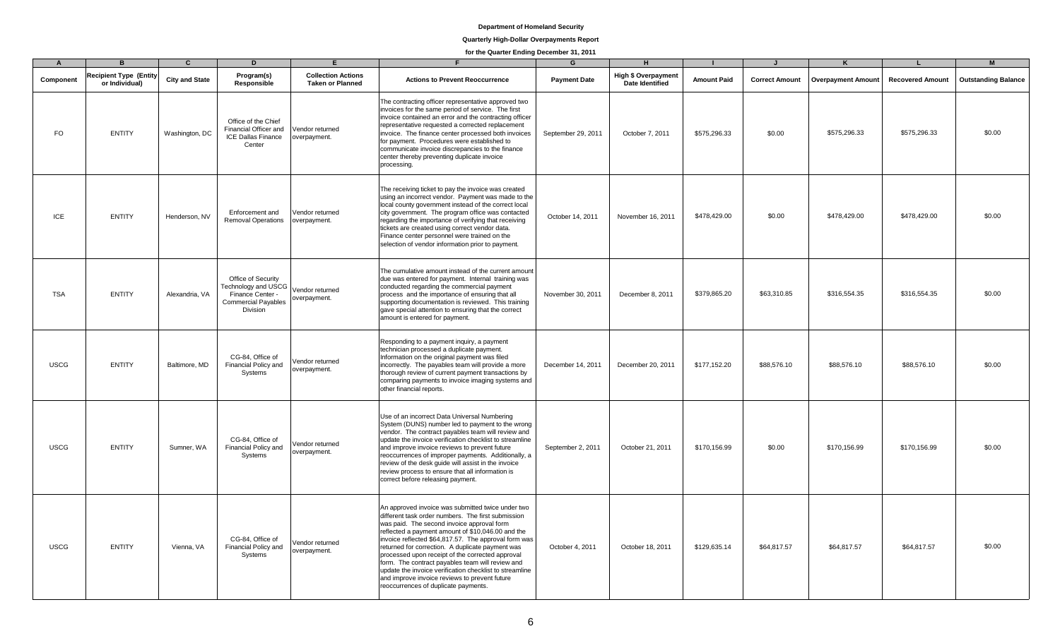**Department of Homeland Security**

**Quarterly High-Dollar Overpayments Report**

**for the Quarter Ending December 31, 2011**

| A | B | C | D | E | F | G | H | I | J | K | L | M |
|---|---|---|---|---|---|---|---|---|---|---|---|---|
| Component | Recipient Type (Entity or Individual) | City and State | Program(s) Responsible | Collection Actions Taken or Planned | Actions to Prevent Reoccurrence | Payment Date | High $ Overpayment Date Identified | Amount Paid | Correct Amount | Overpayment Amount | Recovered Amount | Outstanding Balance |
| FO | ENTITY | Washington, DC | Office of the Chief Financial Officer and ICE Dallas Finance Center | Vendor returned overpayment. | The contracting officer representative approved two invoices for the same period of service. The first invoice contained an error and the contracting officer representative requested a corrected replacement invoice. The finance center processed both invoices for payment. Procedures were established to communicate invoice discrepancies to the finance center thereby preventing duplicate invoice processing. | September 29, 2011 | October 7, 2011 | $575,296.33 | $0.00 | $575,296.33 | $575,296.33 | $0.00 |
| ICE | ENTITY | Henderson, NV | Enforcement and Removal Operations | Vendor returned overpayment. | The receiving ticket to pay the invoice was created using an incorrect vendor. Payment was made to the local county government instead of the correct local city government. The program office was contacted regarding the importance of verifying that receiving tickets are created using correct vendor data. Finance center personnel were trained on the selection of vendor information prior to payment. | October 14, 2011 | November 16, 2011 | $478,429.00 | $0.00 | $478,429.00 | $478,429.00 | $0.00 |
| TSA | ENTITY | Alexandria, VA | Office of Security Technology and USCG Finance Center - Commercial Payables Division | Vendor returned overpayment. | The cumulative amount instead of the current amount due was entered for payment. Internal training was conducted regarding the commercial payment process and the importance of ensuring that all supporting documentation is reviewed. This training gave special attention to ensuring that the correct amount is entered for payment. | November 30, 2011 | December 8, 2011 | $379,865.20 | $63,310.85 | $316,554.35 | $316,554.35 | $0.00 |
| USCG | ENTITY | Baltimore, MD | CG-84, Office of Financial Policy and Systems | Vendor returned overpayment. | Responding to a payment inquiry, a payment technician processed a duplicate payment. Information on the original payment was filed incorrectly. The payables team will provide a more thorough review of current payment transactions by comparing payments to invoice imaging systems and other financial reports. | December 14, 2011 | December 20, 2011 | $177,152.20 | $88,576.10 | $88,576.10 | $88,576.10 | $0.00 |
| USCG | ENTITY | Sumner, WA | CG-84, Office of Financial Policy and Systems | Vendor returned overpayment. | Use of an incorrect Data Universal Numbering System (DUNS) number led to payment to the wrong vendor. The contract payables team will review and update the invoice verification checklist to streamline and improve invoice reviews to prevent future reoccurrences of improper payments. Additionally, a review of the desk guide will assist in the invoice review process to ensure that all information is correct before releasing payment. | September 2, 2011 | October 21, 2011 | $170,156.99 | $0.00 | $170,156.99 | $170,156.99 | $0.00 |
| USCG | ENTITY | Vienna, VA | CG-84, Office of Financial Policy and Systems | Vendor returned overpayment. | An approved invoice was submitted twice under two different task order numbers. The first submission was paid. The second invoice approval form reflected a payment amount of $10,046.00 and the invoice reflected $64,817.57. The approval form was returned for correction. A duplicate payment was processed upon receipt of the corrected approval form. The contract payables team will review and update the invoice verification checklist to streamline and improve invoice reviews to prevent future reoccurrences of duplicate payments. | October 4, 2011 | October 18, 2011 | $129,635.14 | $64,817.57 | $64,817.57 | $64,817.57 | $0.00 |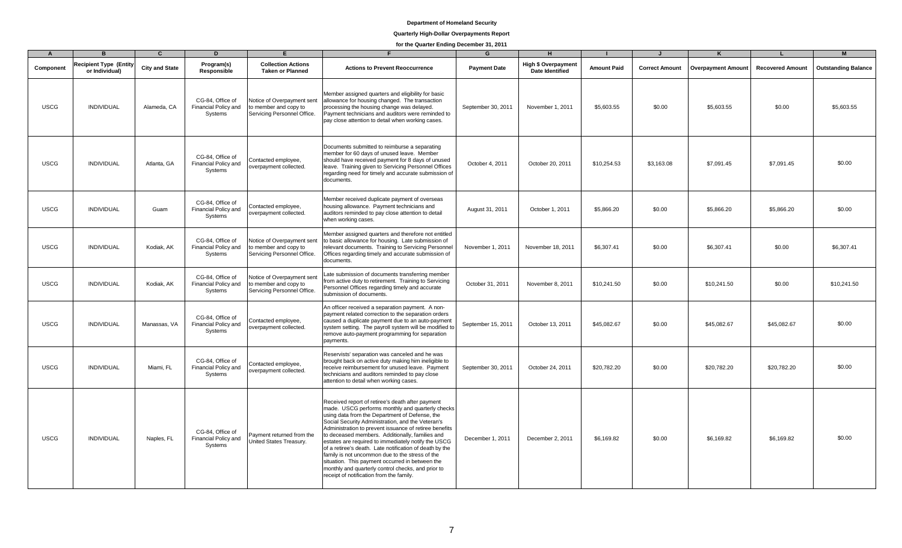**Department of Homeland Security**

**Quarterly High-Dollar Overpayments Report**

**for the Quarter Ending December 31, 2011**

| A | B | C | D | E | F | G | H | I | J | K | L | M |
|---|---|---|---|---|---|---|---|---|---|---|---|---|
| **Component** | **Recipient Type (Entity or Individual)** | **City and State** | **Program(s) Responsible** | **Collection Actions Taken or Planned** | **Actions to Prevent Reoccurrence** | **Payment Date** | **High $ Overpayment Date Identified** | **Amount Paid** | **Correct Amount** | **Overpayment Amount** | **Recovered Amount** | **Outstanding Balance** |
| USCG | INDIVIDUAL | Alameda, CA | CG-84, Office of Financial Policy and Systems | Notice of Overpayment sent to member and copy to Servicing Personnel Office. | Member assigned quarters and eligibility for basic allowance for housing changed. The transaction processing the housing change was delayed. Payment technicians and auditors were reminded to pay close attention to detail when working cases. | September 30, 2011 | November 1, 2011 | $5,603.55 | $0.00 | $5,603.55 | $0.00 | $5,603.55 |
| USCG | INDIVIDUAL | Atlanta, GA | CG-84, Office of Financial Policy and Systems | Contacted employee, overpayment collected. | Documents submitted to reimburse a separating member for 60 days of unused leave. Member should have received payment for 8 days of unused leave. Training given to Servicing Personnel Offices regarding need for timely and accurate submission of documents. | October 4, 2011 | October 20, 2011 | $10,254.53 | $3,163.08 | $7,091.45 | $7,091.45 | $0.00 |
| USCG | INDIVIDUAL | Guam | CG-84, Office of Financial Policy and Systems | Contacted employee, overpayment collected. | Member received duplicate payment of overseas housing allowance. Payment technicians and auditors reminded to pay close attention to detail when working cases. | August 31, 2011 | October 1, 2011 | $5,866.20 | $0.00 | $5,866.20 | $5,866.20 | $0.00 |
| USCG | INDIVIDUAL | Kodiak, AK | CG-84, Office of Financial Policy and Systems | Notice of Overpayment sent to member and copy to Servicing Personnel Office. | Member assigned quarters and therefore not entitled to basic allowance for housing. Late submission of relevant documents. Training to Servicing Personnel Offices regarding timely and accurate submission of documents. | November 1, 2011 | November 18, 2011 | $6,307.41 | $0.00 | $6,307.41 | $0.00 | $6,307.41 |
| USCG | INDIVIDUAL | Kodiak, AK | CG-84, Office of Financial Policy and Systems | Notice of Overpayment sent to member and copy to Servicing Personnel Office. | Late submission of documents transferring member from active duty to retirement. Training to Servicing Personnel Offices regarding timely and accurate submission of documents. | October 31, 2011 | November 8, 2011 | $10,241.50 | $0.00 | $10,241.50 | $0.00 | $10,241.50 |
| USCG | INDIVIDUAL | Manassas, VA | CG-84, Office of Financial Policy and Systems | Contacted employee, overpayment collected. | An officer received a separation payment. A non-payment related correction to the separation orders caused a duplicate payment due to an auto-payment system setting. The payroll system will be modified to remove auto-payment programming for separation payments. | September 15, 2011 | October 13, 2011 | $45,082.67 | $0.00 | $45,082.67 | $45,082.67 | $0.00 |
| USCG | INDIVIDUAL | Miami, FL | CG-84, Office of Financial Policy and Systems | Contacted employee, overpayment collected. | Reservists' separation was canceled and he was brought back on active duty making him ineligible to receive reimbursement for unused leave. Payment technicians and auditors reminded to pay close attention to detail when working cases. | September 30, 2011 | October 24, 2011 | $20,782.20 | $0.00 | $20,782.20 | $20,782.20 | $0.00 |
| USCG | INDIVIDUAL | Naples, FL | CG-84, Office of Financial Policy and Systems | Payment returned from the United States Treasury. | Received report of retiree's death after payment made. USCG performs monthly and quarterly checks using data from the Department of Defense, the Social Security Administration, and the Veteran's Administration to prevent issuance of retiree benefits to deceased members. Additionally, families and estates are required to immediately notify the USCG of a retiree's death. Late notification of death by the family is not uncommon due to the stress of the situation. This payment occurred in between the monthly and quarterly control checks, and prior to receipt of notification from the family. | December 1, 2011 | December 2, 2011 | $6,169.82 | $0.00 | $6,169.82 | $6,169.82 | $0.00 |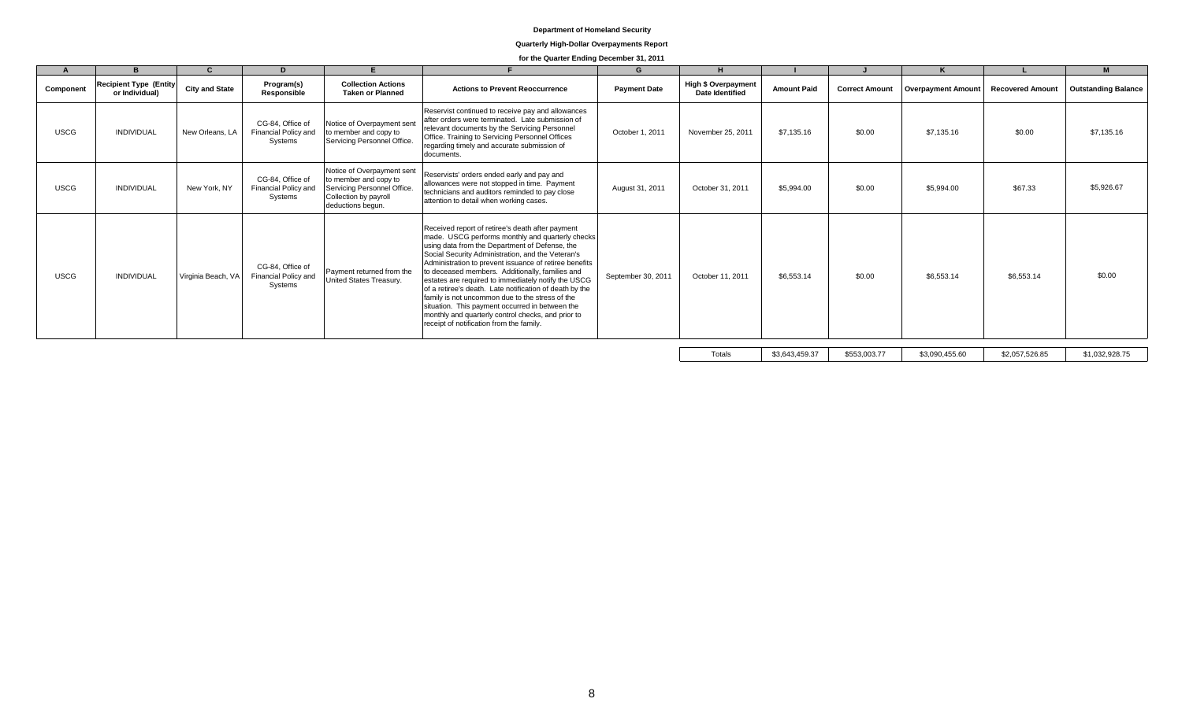**Department of Homeland Security**

**Quarterly High-Dollar Overpayments Report**

**for the Quarter Ending December 31, 2011**

| A | B | C | D | E | F | G | H | I | J | K | L | M |
|---|---|---|---|---|---|---|---|---|---|---|---|---|
| **Component** | **Recipient Type (Entity or Individual)** | **City and State** | **Program(s) Responsible** | **Collection Actions Taken or Planned** | **Actions to Prevent Reoccurrence** | **Payment Date** | **High $ Overpayment Date Identified** | **Amount Paid** | **Correct Amount** | **Overpayment Amount** | **Recovered Amount** | **Outstanding Balance** |
| USCG | INDIVIDUAL | New Orleans, LA | CG-84, Office of Financial Policy and Systems | Notice of Overpayment sent to member and copy to Servicing Personnel Office. | Reservist continued to receive pay and allowances after orders were terminated. Late submission of relevant documents by the Servicing Personnel Office. Training to Servicing Personnel Offices regarding timely and accurate submission of documents. | October 1, 2011 | November 25, 2011 | $7,135.16 | $0.00 | $7,135.16 | $0.00 | $7,135.16 |
| USCG | INDIVIDUAL | New York, NY | CG-84, Office of Financial Policy and Systems | Notice of Overpayment sent to member and copy to Servicing Personnel Office. Collection by payroll deductions begun. | Reservists' orders ended early and pay and allowances were not stopped in time. Payment technicians and auditors reminded to pay close attention to detail when working cases. | August 31, 2011 | October 31, 2011 | $5,994.00 | $0.00 | $5,994.00 | $67.33 | $5,926.67 |
| USCG | INDIVIDUAL | Virginia Beach, VA | CG-84, Office of Financial Policy and Systems | Payment returned from the United States Treasury. | Received report of retiree's death after payment made. USCG performs monthly and quarterly checks using data from the Department of Defense, the Social Security Administration, and the Veteran's Administration to prevent issuance of retiree benefits to deceased members. Additionally, families and estates are required to immediately notify the USCG of a retiree's death. Late notification of death by the family is not uncommon due to the stress of the situation. This payment occurred in between the monthly and quarterly control checks, and prior to receipt of notification from the family. | September 30, 2011 | October 11, 2011 | $6,553.14 | $0.00 | $6,553.14 | $6,553.14 | $0.00 |
| | | | | | | | Totals | $3,643,459.37 | $553,003.77 | $3,090,455.60 | $2,057,526.85 | $1,032,928.75 |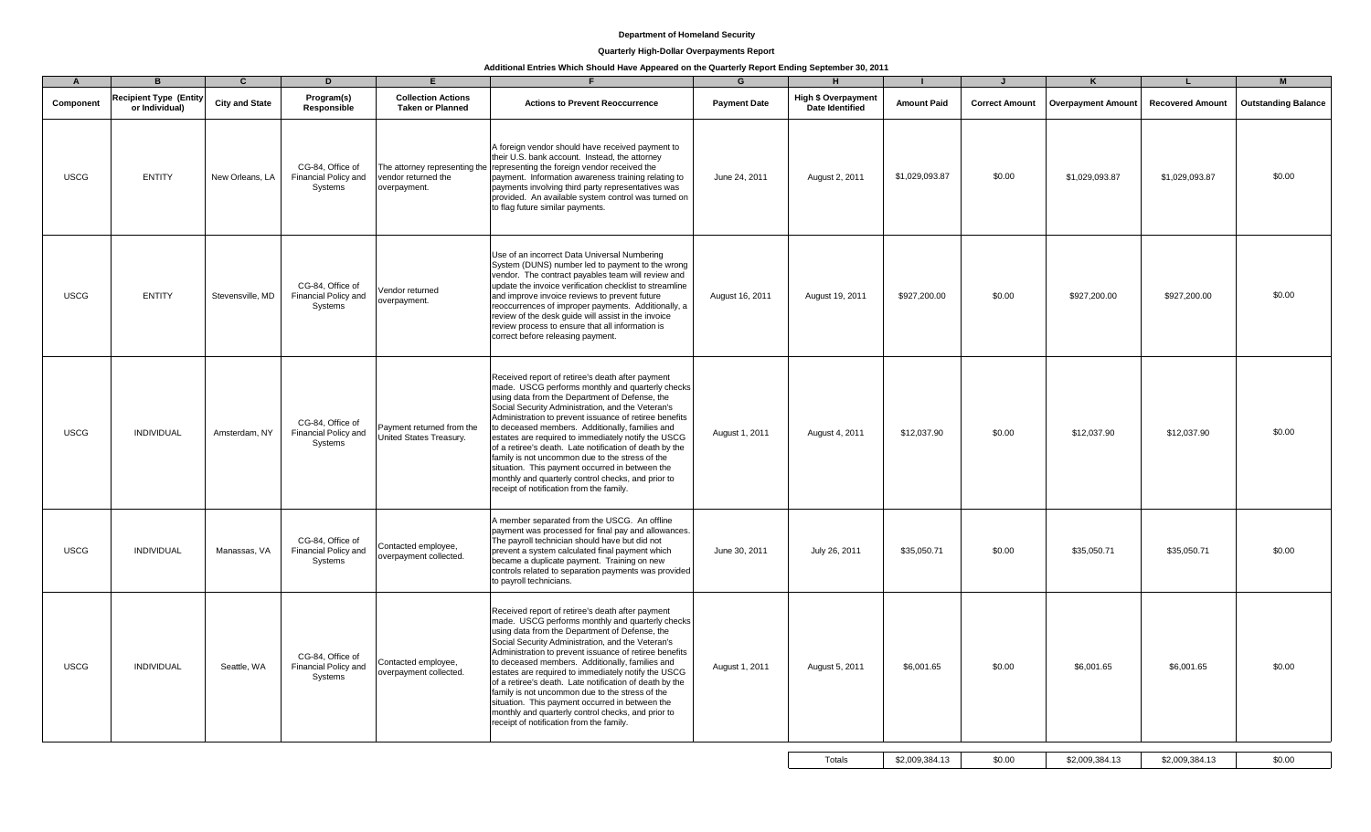**Department of Homeland Security**

**Quarterly High-Dollar Overpayments Report**

**Additional Entries Which Should Have Appeared on the Quarterly Report Ending September 30, 2011**

| A | B | C | D | E | F | G | H | I | J | K | L | M |
|---|---|---|---|---|---|---|---|---|---|---|---|---|
| **Component** | **Recipient Type (Entity or Individual)** | **City and State** | **Program(s) Responsible** | **Collection Actions Taken or Planned** | **Actions to Prevent Reoccurrence** | **Payment Date** | **High $ Overpayment Date Identified** | **Amount Paid** | **Correct Amount** | **Overpayment Amount** | **Recovered Amount** | **Outstanding Balance** |
| USCG | ENTITY | New Orleans, LA | CG-84, Office of Financial Policy and Systems | The attorney representing the vendor returned the overpayment. | A foreign vendor should have received payment to their U.S. bank account. Instead, the attorney representing the foreign vendor received the payment. Information awareness training relating to payments involving third party representatives was provided. An available system control was turned on to flag future similar payments. | June 24, 2011 | August 2, 2011 | $1,029,093.87 | $0.00 | $1,029,093.87 | $1,029,093.87 | $0.00 |
| USCG | ENTITY | Stevensville, MD | CG-84, Office of Financial Policy and Systems | Vendor returned overpayment. | Use of an incorrect Data Universal Numbering System (DUNS) number led to payment to the wrong vendor. The contract payables team will review and update the invoice verification checklist to streamline and improve invoice reviews to prevent future reoccurrences of improper payments. Additionally, a review of the desk guide will assist in the invoice review process to ensure that all information is correct before releasing payment. | August 16, 2011 | August 19, 2011 | $927,200.00 | $0.00 | $927,200.00 | $927,200.00 | $0.00 |
| USCG | INDIVIDUAL | Amsterdam, NY | CG-84, Office of Financial Policy and Systems | Payment returned from the United States Treasury. | Received report of retiree's death after payment made. USCG performs monthly and quarterly checks using data from the Department of Defense, the Social Security Administration, and the Veteran's Administration to prevent issuance of retiree benefits to deceased members. Additionally, families and estates are required to immediately notify the USCG of a retiree's death. Late notification of death by the family is not uncommon due to the stress of the situation. This payment occurred in between the monthly and quarterly control checks, and prior to receipt of notification from the family. | August 1, 2011 | August 4, 2011 | $12,037.90 | $0.00 | $12,037.90 | $12,037.90 | $0.00 |
| USCG | INDIVIDUAL | Manassas, VA | CG-84, Office of Financial Policy and Systems | Contacted employee, overpayment collected. | A member separated from the USCG. An offline payment was processed for final pay and allowances. The payroll technician should have but did not prevent a system calculated final payment which became a duplicate payment. Training on new controls related to separation payments was provided to payroll technicians. | June 30, 2011 | July 26, 2011 | $35,050.71 | $0.00 | $35,050.71 | $35,050.71 | $0.00 |
| USCG | INDIVIDUAL | Seattle, WA | CG-84, Office of Financial Policy and Systems | Contacted employee, overpayment collected. | Received report of retiree's death after payment made. USCG performs monthly and quarterly checks using data from the Department of Defense, the Social Security Administration, and the Veteran's Administration to prevent issuance of retiree benefits to deceased members. Additionally, families and estates are required to immediately notify the USCG of a retiree's death. Late notification of death by the family is not uncommon due to the stress of the situation. This payment occurred in between the monthly and quarterly control checks, and prior to receipt of notification from the family. | August 1, 2011 | August 5, 2011 | $6,001.65 | $0.00 | $6,001.65 | $6,001.65 | $0.00 |
| | | | | | | | Totals | $2,009,384.13 | $0.00 | $2,009,384.13 | $2,009,384.13 | $0.00 |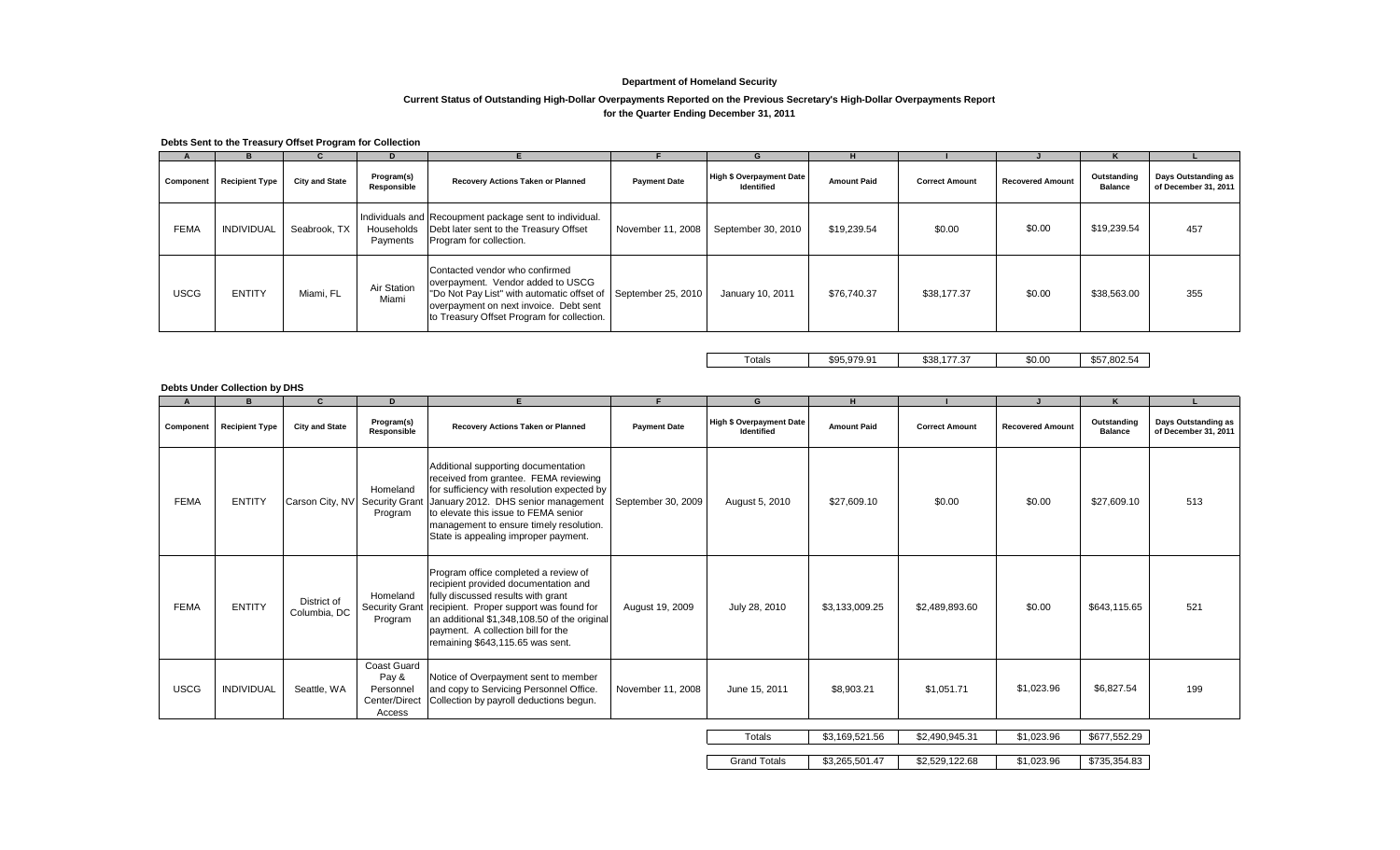**Department of Homeland Security**

**Current Status of Outstanding High-Dollar Overpayments Reported on the Previous Secretary's High-Dollar Overpayments Report for the Quarter Ending December 31, 2011**

**Debts Sent to the Treasury Offset Program for Collection**

| A | B | C | D | E | F | G | H | I | J | K | L |
|---|---|---|---|---|---|---|---|---|---|---|---|
| Component | Recipient Type | City and State | Program(s) Responsible | Recovery Actions Taken or Planned | Payment Date | High $ Overpayment Date Identified | Amount Paid | Correct Amount | Recovered Amount | Outstanding Balance | Days Outstanding as of December 31, 2011 |
| FEMA | INDIVIDUAL | Seabrook, TX | Individuals and Households Payments | Recoupment package sent to individual. Debt later sent to the Treasury Offset Program for collection. | November 11, 2008 | September 30, 2010 | $19,239.54 | $0.00 | $0.00 | $19,239.54 | 457 |
| USCG | ENTITY | Miami, FL | Air Station Miami | Contacted vendor who confirmed overpayment. Vendor added to USCG "Do Not Pay List" with automatic offset of overpayment on next invoice. Debt sent to Treasury Offset Program for collection. | September 25, 2010 | January 10, 2011 | $76,740.37 | $38,177.37 | $0.00 | $38,563.00 | 355 |
| | | | | | | Totals | $95,979.91 | $38,177.37 | $0.00 | $57,802.54 | |

**Debts Under Collection by DHS**

| A | B | C | D | E | F | G | H | I | J | K | L |
|---|---|---|---|---|---|---|---|---|---|---|---|
| Component | Recipient Type | City and State | Program(s) Responsible | Recovery Actions Taken or Planned | Payment Date | High $ Overpayment Date Identified | Amount Paid | Correct Amount | Recovered Amount | Outstanding Balance | Days Outstanding as of December 31, 2011 |
| FEMA | ENTITY | Carson City, NV | Homeland Security Grant Program | Additional supporting documentation received from grantee. FEMA reviewing for sufficiency with resolution expected by January 2012. DHS senior management to elevate this issue to FEMA senior management to ensure timely resolution. State is appealing improper payment. | September 30, 2009 | August 5, 2010 | $27,609.10 | $0.00 | $0.00 | $27,609.10 | 513 |
| FEMA | ENTITY | District of Columbia, DC | Homeland Security Grant Program | Program office completed a review of recipient provided documentation and fully discussed results with grant recipient. Proper support was found for an additional $1,348,108.50 of the original payment. A collection bill for the remaining $643,115.65 was sent. | August 19, 2009 | July 28, 2010 | $3,133,009.25 | $2,489,893.60 | $0.00 | $643,115.65 | 521 |
| USCG | INDIVIDUAL | Seattle, WA | Coast Guard Pay & Personnel Center/Direct Access | Notice of Overpayment sent to member and copy to Servicing Personnel Office. Collection by payroll deductions begun. | November 11, 2008 | June 15, 2011 | $8,903.21 | $1,051.71 | $1,023.96 | $6,827.54 | 199 |
| | | | | | | Totals | $3,169,521.56 | $2,490,945.31 | $1,023.96 | $677,552.29 | |
| | | | | | | Grand Totals | $3,265,501.47 | $2,529,122.68 | $1,023.96 | $735,354.83 | |